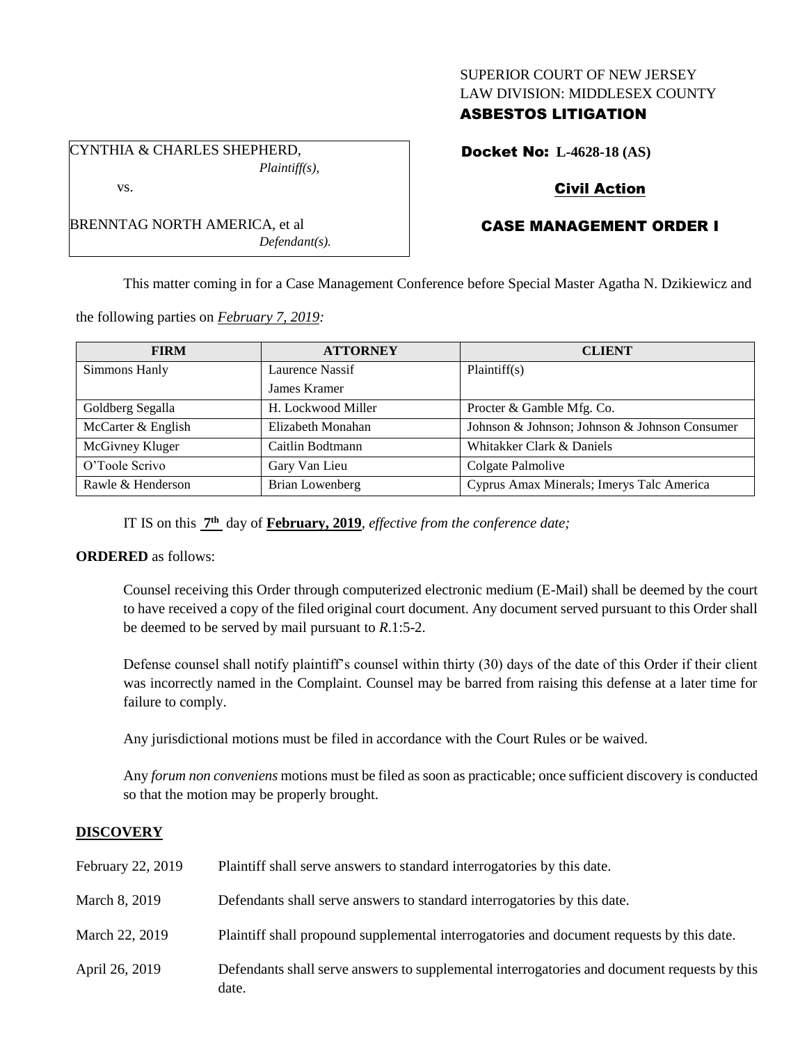SUPERIOR COURT OF NEW JERSEY
LAW DIVISION: MIDDLESEX COUNTY
**ASBESTOS LITIGATION**

CYNTHIA & CHARLES SHEPHERD,
*Plaintiff(s),*

vs.

BRENNTAG NORTH AMERICA, et al
*Defendant(s).*

**Docket No: L-4628-18 (AS)**

**Civil Action**

**CASE MANAGEMENT ORDER I**

This matter coming in for a Case Management Conference before Special Master Agatha N. Dzikiewicz and the following parties on *February 7, 2019:*

| FIRM | ATTORNEY | CLIENT |
| --- | --- | --- |
| Simmons Hanly | Laurence Nassif<br>James Kramer | Plaintiff(s) |
| Goldberg Segalla | H. Lockwood Miller | Procter & Gamble Mfg. Co. |
| McCarter & English | Elizabeth Monahan | Johnson & Johnson; Johnson & Johnson Consumer |
| McGivney Kluger | Caitlin Bodtmann | Whitakker Clark & Daniels |
| O'Toole Scrivo | Gary Van Lieu | Colgate Palmolive |
| Rawle & Henderson | Brian Lowenberg | Cyprus Amax Minerals; Imerys Talc America |

IT IS on this **7th** day of **February, 2019**, *effective from the conference date;*

**ORDERED** as follows:

Counsel receiving this Order through computerized electronic medium (E-Mail) shall be deemed by the court to have received a copy of the filed original court document. Any document served pursuant to this Order shall be deemed to be served by mail pursuant to *R*.1:5-2.

Defense counsel shall notify plaintiff's counsel within thirty (30) days of the date of this Order if their client was incorrectly named in the Complaint. Counsel may be barred from raising this defense at a later time for failure to comply.

Any jurisdictional motions must be filed in accordance with the Court Rules or be waived.

Any *forum non conveniens* motions must be filed as soon as practicable; once sufficient discovery is conducted so that the motion may be properly brought.

## DISCOVERY

| | |
| --- | --- |
| February 22, 2019 | Plaintiff shall serve answers to standard interrogatories by this date. |
| March 8, 2019 | Defendants shall serve answers to standard interrogatories by this date. |
| March 22, 2019 | Plaintiff shall propound supplemental interrogatories and document requests by this date. |
| April 26, 2019 | Defendants shall serve answers to supplemental interrogatories and document requests by this date. |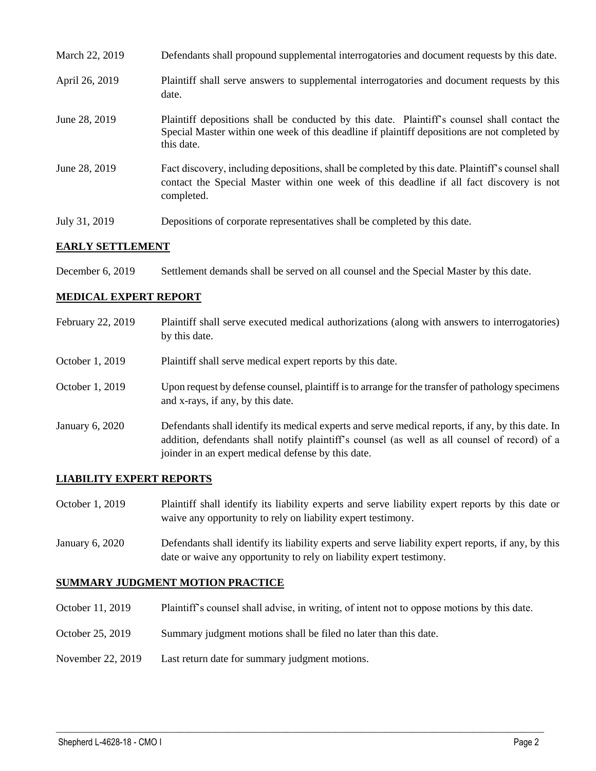| | |
|---|---|
| March 22, 2019 | Defendants shall propound supplemental interrogatories and document requests by this date. |
| April 26, 2019 | Plaintiff shall serve answers to supplemental interrogatories and document requests by this date. |
| June 28, 2019 | Plaintiff depositions shall be conducted by this date. Plaintiff's counsel shall contact the Special Master within one week of this deadline if plaintiff depositions are not completed by this date. |
| June 28, 2019 | Fact discovery, including depositions, shall be completed by this date. Plaintiff's counsel shall contact the Special Master within one week of this deadline if all fact discovery is not completed. |
| July 31, 2019 | Depositions of corporate representatives shall be completed by this date. |

## EARLY SETTLEMENT

| | |
|---|---|
| December 6, 2019 | Settlement demands shall be served on all counsel and the Special Master by this date. |

## MEDICAL EXPERT REPORT

| | |
|---|---|
| February 22, 2019 | Plaintiff shall serve executed medical authorizations (along with answers to interrogatories) by this date. |
| October 1, 2019 | Plaintiff shall serve medical expert reports by this date. |
| October 1, 2019 | Upon request by defense counsel, plaintiff is to arrange for the transfer of pathology specimens and x-rays, if any, by this date. |
| January 6, 2020 | Defendants shall identify its medical experts and serve medical reports, if any, by this date. In addition, defendants shall notify plaintiff's counsel (as well as all counsel of record) of a joinder in an expert medical defense by this date. |

## LIABILITY EXPERT REPORTS

| | |
|---|---|
| October 1, 2019 | Plaintiff shall identify its liability experts and serve liability expert reports by this date or waive any opportunity to rely on liability expert testimony. |
| January 6, 2020 | Defendants shall identify its liability experts and serve liability expert reports, if any, by this date or waive any opportunity to rely on liability expert testimony. |

## SUMMARY JUDGMENT MOTION PRACTICE

| | |
|---|---|
| October 11, 2019 | Plaintiff's counsel shall advise, in writing, of intent not to oppose motions by this date. |
| October 25, 2019 | Summary judgment motions shall be filed no later than this date. |
| November 22, 2019 | Last return date for summary judgment motions. |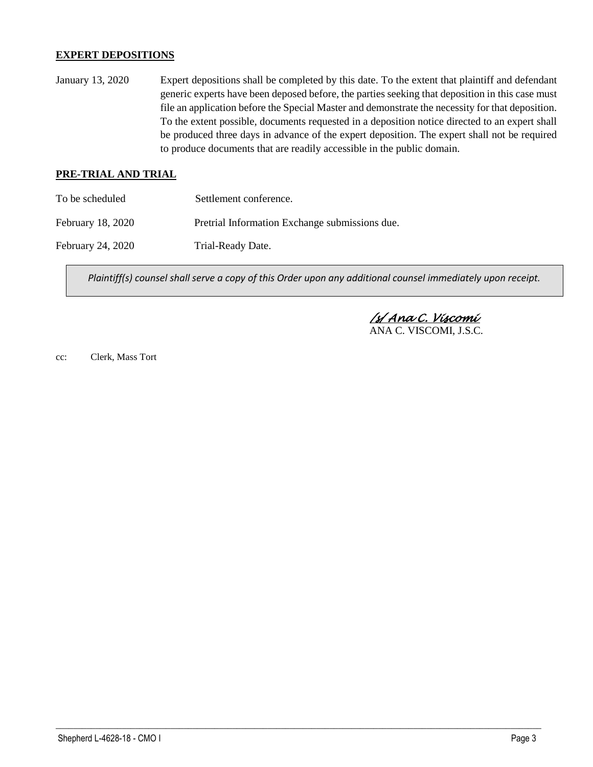**EXPERT DEPOSITIONS**

| | |
|---|---|
| January 13, 2020 | Expert depositions shall be completed by this date. To the extent that plaintiff and defendant generic experts have been deposed before, the parties seeking that deposition in this case must file an application before the Special Master and demonstrate the necessity for that deposition. To the extent possible, documents requested in a deposition notice directed to an expert shall be produced three days in advance of the expert deposition. The expert shall not be required to produce documents that are readily accessible in the public domain. |

**PRE-TRIAL AND TRIAL**

| | |
|---|---|
| To be scheduled | Settlement conference. |
| February 18, 2020 | Pretrial Information Exchange submissions due. |
| February 24, 2020 | Trial-Ready Date. |

*Plaintiff(s) counsel shall serve a copy of this Order upon any additional counsel immediately upon receipt.*

/s/ Ana C. Viscomi
ANA C. VISCOMI, J.S.C.

cc: Clerk, Mass Tort